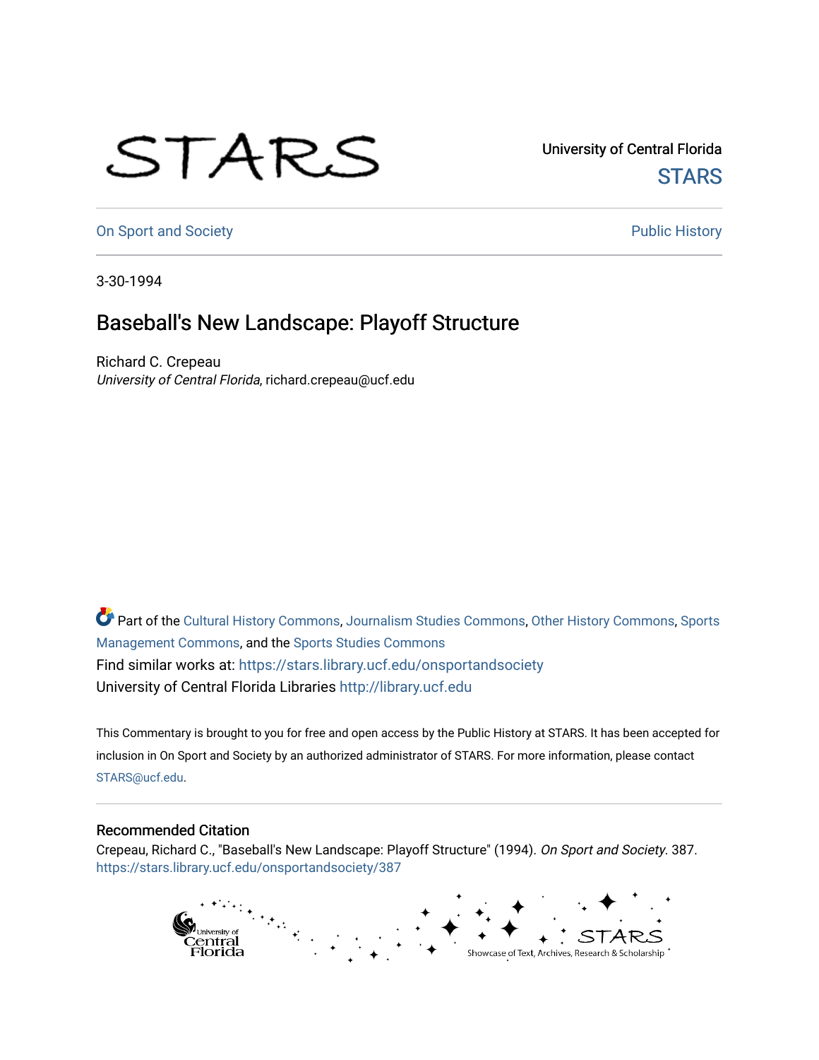University of Central Florida

STARS

On Sport and Society

Public History

3-30-1994

# Baseball's New Landscape: Playoff Structure

Richard C. Crepeau
*University of Central Florida*, richard.crepeau@ucf.edu

Part of the Cultural History Commons, Journalism Studies Commons, Other History Commons, Sports Management Commons, and the Sports Studies Commons

Find similar works at: https://stars.library.ucf.edu/onsportandsociety

University of Central Florida Libraries http://library.ucf.edu

This Commentary is brought to you for free and open access by the Public History at STARS. It has been accepted for inclusion in On Sport and Society by an authorized administrator of STARS. For more information, please contact STARS@ucf.edu.

## Recommended Citation

Crepeau, Richard C., "Baseball's New Landscape: Playoff Structure" (1994). *On Sport and Society*. 387.
https://stars.library.ucf.edu/onsportandsociety/387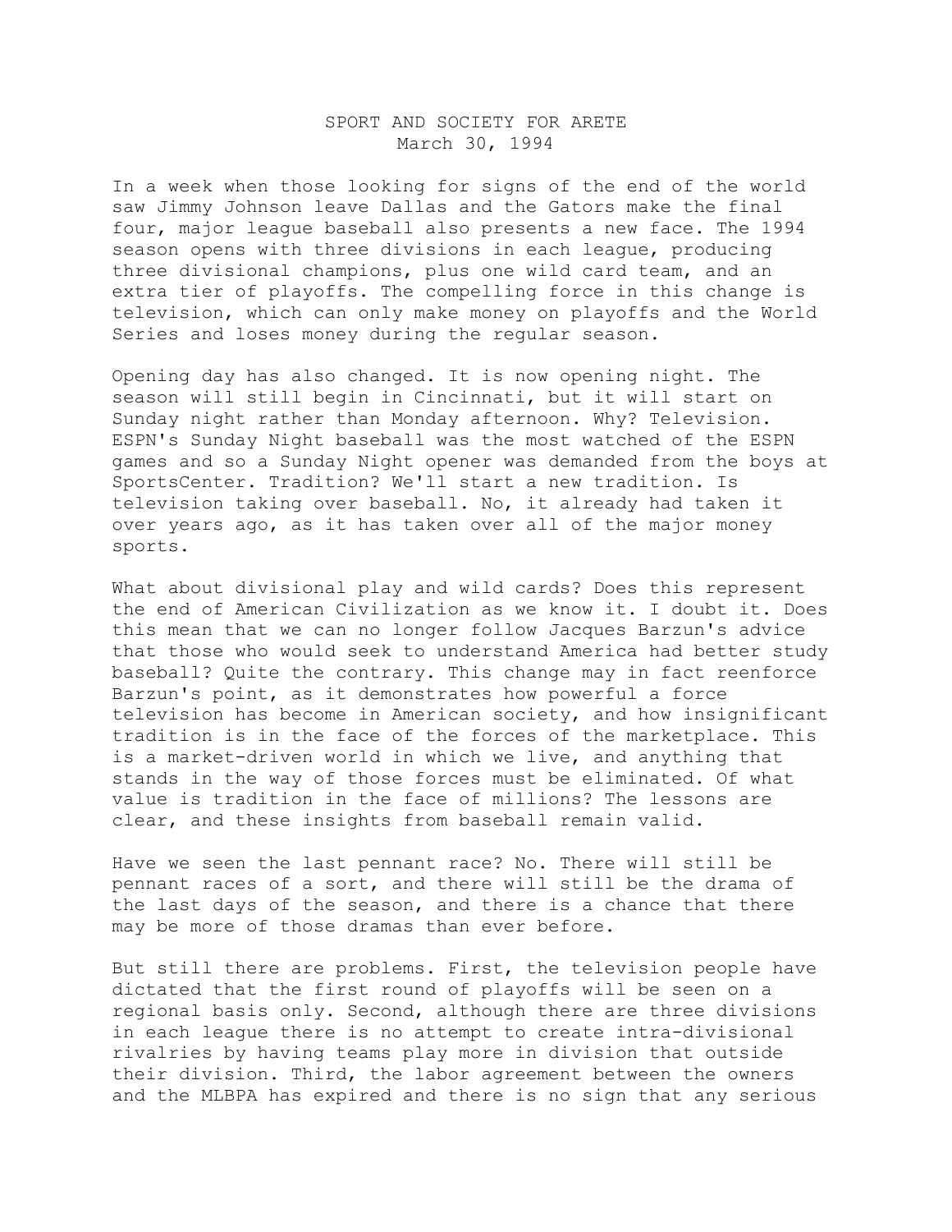SPORT AND SOCIETY FOR ARETE
March 30, 1994

In a week when those looking for signs of the end of the world saw Jimmy Johnson leave Dallas and the Gators make the final four, major league baseball also presents a new face. The 1994 season opens with three divisions in each league, producing three divisional champions, plus one wild card team, and an extra tier of playoffs. The compelling force in this change is television, which can only make money on playoffs and the World Series and loses money during the regular season.

Opening day has also changed. It is now opening night. The season will still begin in Cincinnati, but it will start on Sunday night rather than Monday afternoon. Why? Television. ESPN's Sunday Night baseball was the most watched of the ESPN games and so a Sunday Night opener was demanded from the boys at SportsCenter. Tradition? We'll start a new tradition. Is television taking over baseball. No, it already had taken it over years ago, as it has taken over all of the major money sports.

What about divisional play and wild cards? Does this represent the end of American Civilization as we know it. I doubt it. Does this mean that we can no longer follow Jacques Barzun's advice that those who would seek to understand America had better study baseball? Quite the contrary. This change may in fact reenforce Barzun's point, as it demonstrates how powerful a force television has become in American society, and how insignificant tradition is in the face of the forces of the marketplace. This is a market-driven world in which we live, and anything that stands in the way of those forces must be eliminated. Of what value is tradition in the face of millions? The lessons are clear, and these insights from baseball remain valid.

Have we seen the last pennant race? No. There will still be pennant races of a sort, and there will still be the drama of the last days of the season, and there is a chance that there may be more of those dramas than ever before.

But still there are problems. First, the television people have dictated that the first round of playoffs will be seen on a regional basis only. Second, although there are three divisions in each league there is no attempt to create intra-divisional rivalries by having teams play more in division that outside their division. Third, the labor agreement between the owners and the MLBPA has expired and there is no sign that any serious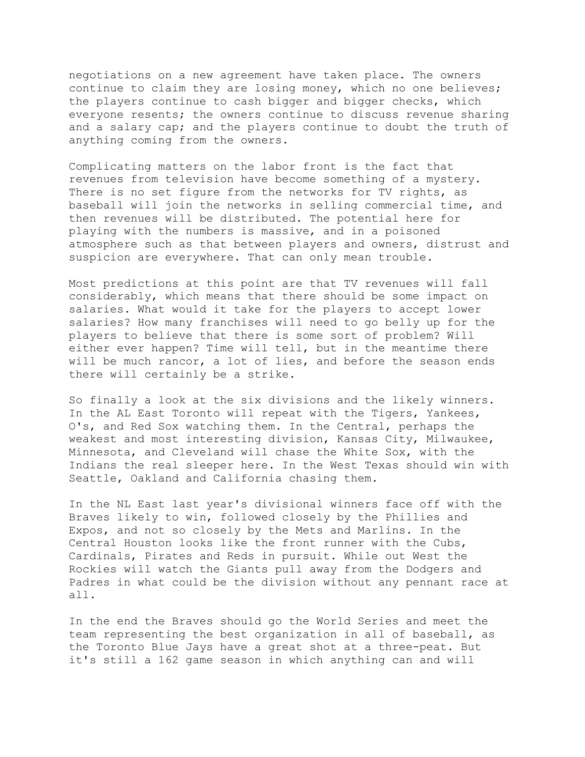negotiations on a new agreement have taken place. The owners continue to claim they are losing money, which no one believes; the players continue to cash bigger and bigger checks, which everyone resents; the owners continue to discuss revenue sharing and a salary cap; and the players continue to doubt the truth of anything coming from the owners.

Complicating matters on the labor front is the fact that revenues from television have become something of a mystery. There is no set figure from the networks for TV rights, as baseball will join the networks in selling commercial time, and then revenues will be distributed. The potential here for playing with the numbers is massive, and in a poisoned atmosphere such as that between players and owners, distrust and suspicion are everywhere. That can only mean trouble.

Most predictions at this point are that TV revenues will fall considerably, which means that there should be some impact on salaries. What would it take for the players to accept lower salaries? How many franchises will need to go belly up for the players to believe that there is some sort of problem? Will either ever happen? Time will tell, but in the meantime there will be much rancor, a lot of lies, and before the season ends there will certainly be a strike.

So finally a look at the six divisions and the likely winners. In the AL East Toronto will repeat with the Tigers, Yankees, O's, and Red Sox watching them. In the Central, perhaps the weakest and most interesting division, Kansas City, Milwaukee, Minnesota, and Cleveland will chase the White Sox, with the Indians the real sleeper here. In the West Texas should win with Seattle, Oakland and California chasing them.

In the NL East last year's divisional winners face off with the Braves likely to win, followed closely by the Phillies and Expos, and not so closely by the Mets and Marlins. In the Central Houston looks like the front runner with the Cubs, Cardinals, Pirates and Reds in pursuit. While out West the Rockies will watch the Giants pull away from the Dodgers and Padres in what could be the division without any pennant race at all.

In the end the Braves should go the World Series and meet the team representing the best organization in all of baseball, as the Toronto Blue Jays have a great shot at a three-peat. But it's still a 162 game season in which anything can and will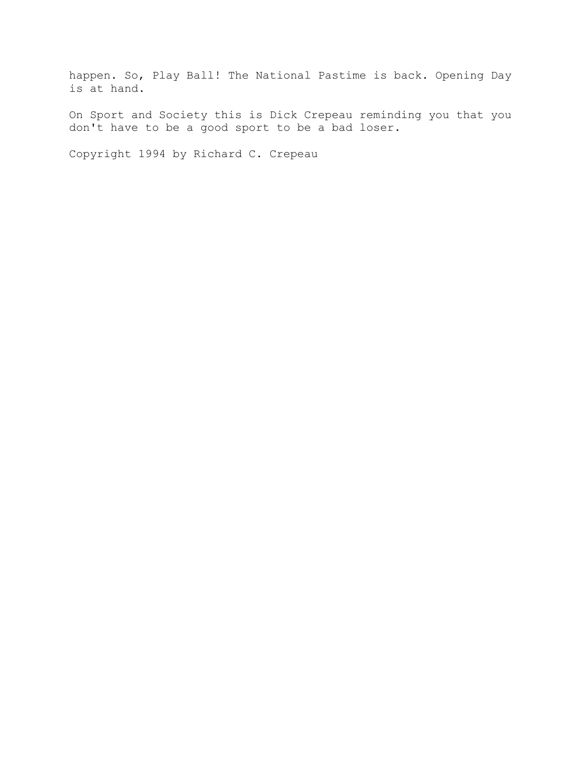happen. So, Play Ball! The National Pastime is back. Opening Day is at hand.

On Sport and Society this is Dick Crepeau reminding you that you don't have to be a good sport to be a bad loser.

Copyright 1994 by Richard C. Crepeau